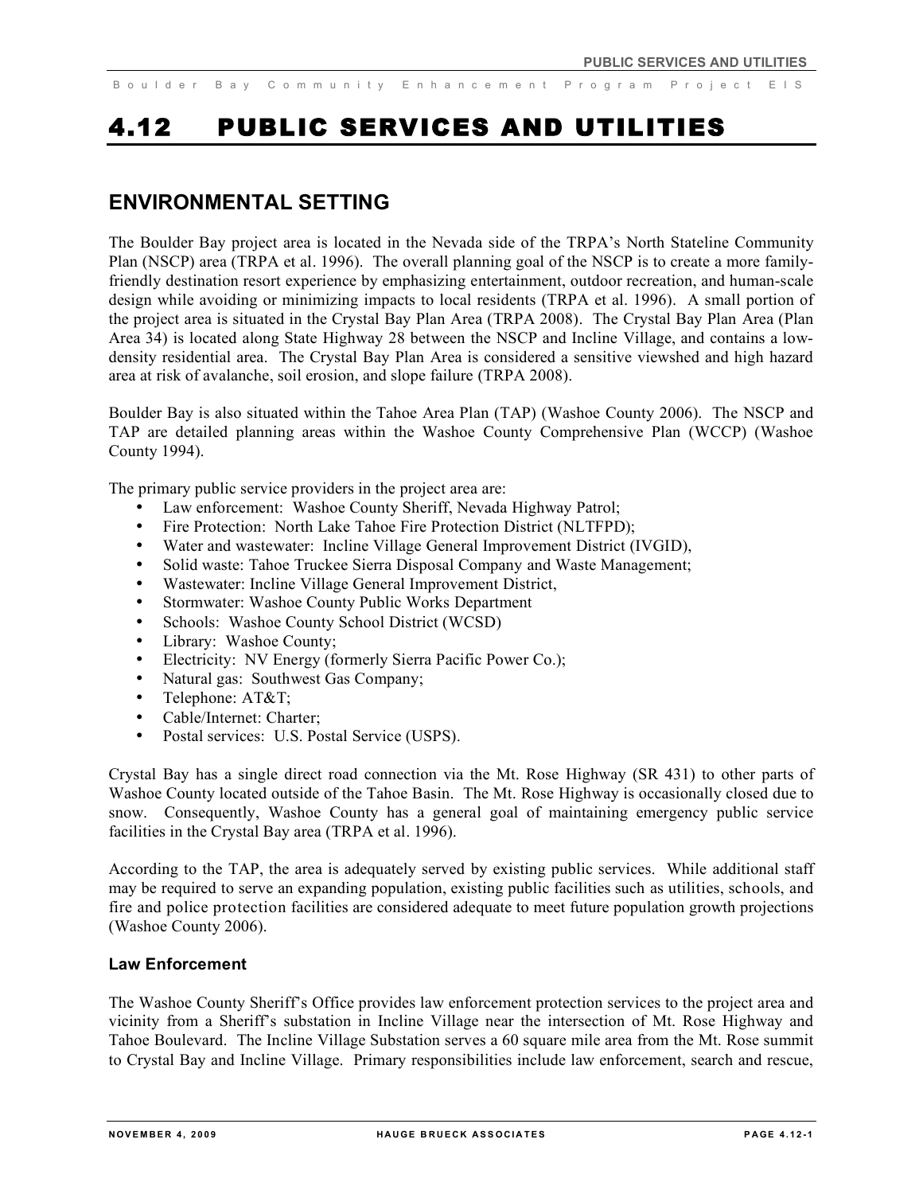# 4.12 PUBLIC SERVICES AND UTILITIES

## ENVIRONMENTAL SETTING

The Boulder Bay project area is located in the Nevada side of the TRPA's North Stateline Community Plan (NSCP) area (TRPA et al. 1996). The overall planning goal of the NSCP is to create a more family-friendly destination resort experience by emphasizing entertainment, outdoor recreation, and human-scale design while avoiding or minimizing impacts to local residents (TRPA et al. 1996). A small portion of the project area is situated in the Crystal Bay Plan Area (TRPA 2008). The Crystal Bay Plan Area (Plan Area 34) is located along State Highway 28 between the NSCP and Incline Village, and contains a low-density residential area. The Crystal Bay Plan Area is considered a sensitive viewshed and high hazard area at risk of avalanche, soil erosion, and slope failure (TRPA 2008).

Boulder Bay is also situated within the Tahoe Area Plan (TAP) (Washoe County 2006). The NSCP and TAP are detailed planning areas within the Washoe County Comprehensive Plan (WCCP) (Washoe County 1994).

The primary public service providers in the project area are:

- Law enforcement: Washoe County Sheriff, Nevada Highway Patrol;
- Fire Protection: North Lake Tahoe Fire Protection District (NLTFPD);
- Water and wastewater: Incline Village General Improvement District (IVGID),
- Solid waste: Tahoe Truckee Sierra Disposal Company and Waste Management;
- Wastewater: Incline Village General Improvement District,
- Stormwater: Washoe County Public Works Department
- Schools: Washoe County School District (WCSD)
- Library: Washoe County;
- Electricity: NV Energy (formerly Sierra Pacific Power Co.);
- Natural gas: Southwest Gas Company;
- Telephone: AT&T;
- Cable/Internet: Charter;
- Postal services: U.S. Postal Service (USPS).

Crystal Bay has a single direct road connection via the Mt. Rose Highway (SR 431) to other parts of Washoe County located outside of the Tahoe Basin. The Mt. Rose Highway is occasionally closed due to snow. Consequently, Washoe County has a general goal of maintaining emergency public service facilities in the Crystal Bay area (TRPA et al. 1996).

According to the TAP, the area is adequately served by existing public services. While additional staff may be required to serve an expanding population, existing public facilities such as utilities, schools, and fire and police protection facilities are considered adequate to meet future population growth projections (Washoe County 2006).

### Law Enforcement

The Washoe County Sheriff's Office provides law enforcement protection services to the project area and vicinity from a Sheriff's substation in Incline Village near the intersection of Mt. Rose Highway and Tahoe Boulevard. The Incline Village Substation serves a 60 square mile area from the Mt. Rose summit to Crystal Bay and Incline Village. Primary responsibilities include law enforcement, search and rescue,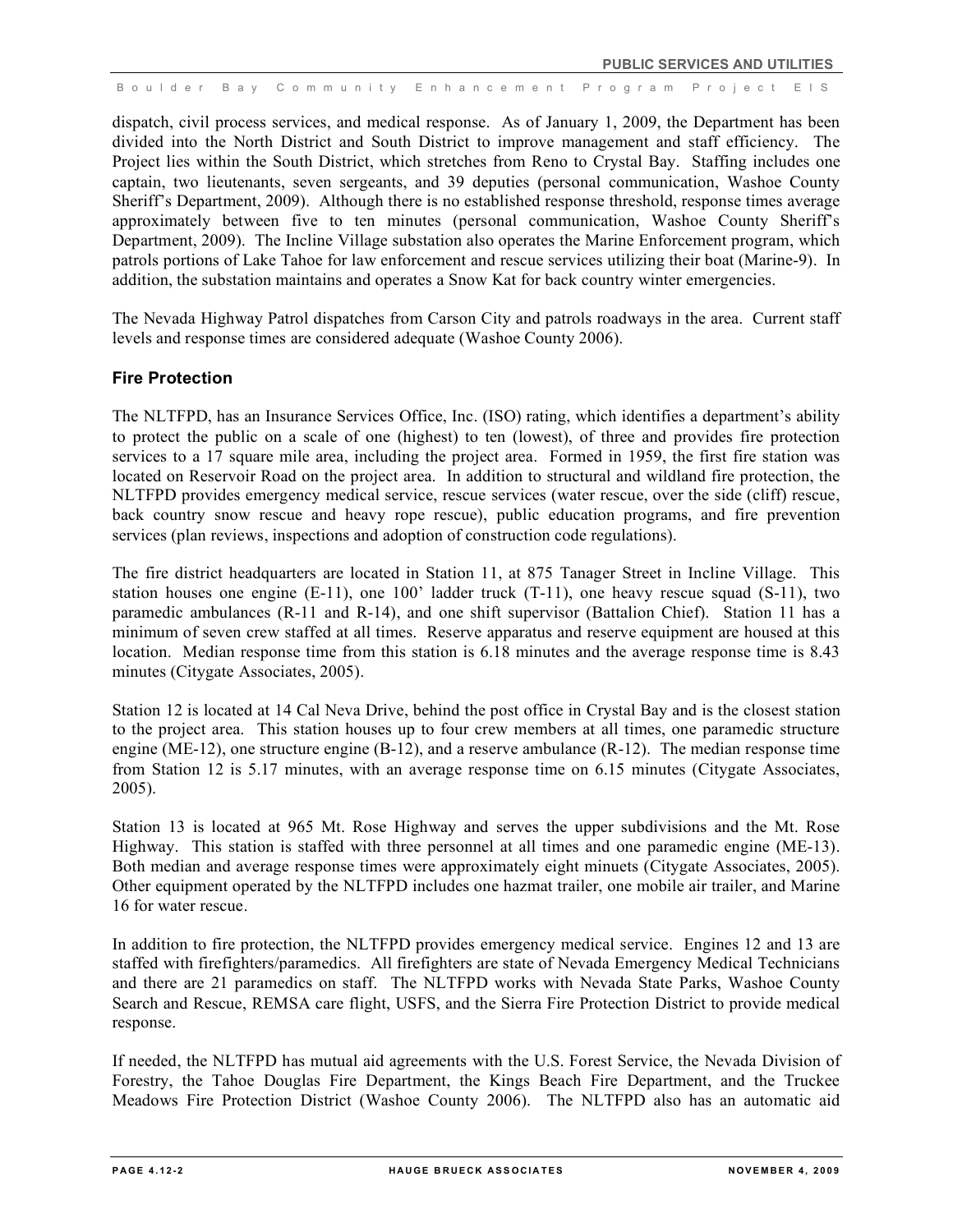dispatch, civil process services, and medical response. As of January 1, 2009, the Department has been divided into the North District and South District to improve management and staff efficiency. The Project lies within the South District, which stretches from Reno to Crystal Bay. Staffing includes one captain, two lieutenants, seven sergeants, and 39 deputies (personal communication, Washoe County Sheriff's Department, 2009). Although there is no established response threshold, response times average approximately between five to ten minutes (personal communication, Washoe County Sheriff's Department, 2009). The Incline Village substation also operates the Marine Enforcement program, which patrols portions of Lake Tahoe for law enforcement and rescue services utilizing their boat (Marine-9). In addition, the substation maintains and operates a Snow Kat for back country winter emergencies.

The Nevada Highway Patrol dispatches from Carson City and patrols roadways in the area. Current staff levels and response times are considered adequate (Washoe County 2006).

### Fire Protection

The NLTFPD, has an Insurance Services Office, Inc. (ISO) rating, which identifies a department's ability to protect the public on a scale of one (highest) to ten (lowest), of three and provides fire protection services to a 17 square mile area, including the project area. Formed in 1959, the first fire station was located on Reservoir Road on the project area. In addition to structural and wildland fire protection, the NLTFPD provides emergency medical service, rescue services (water rescue, over the side (cliff) rescue, back country snow rescue and heavy rope rescue), public education programs, and fire prevention services (plan reviews, inspections and adoption of construction code regulations).

The fire district headquarters are located in Station 11, at 875 Tanager Street in Incline Village. This station houses one engine (E-11), one 100' ladder truck (T-11), one heavy rescue squad (S-11), two paramedic ambulances (R-11 and R-14), and one shift supervisor (Battalion Chief). Station 11 has a minimum of seven crew staffed at all times. Reserve apparatus and reserve equipment are housed at this location. Median response time from this station is 6.18 minutes and the average response time is 8.43 minutes (Citygate Associates, 2005).

Station 12 is located at 14 Cal Neva Drive, behind the post office in Crystal Bay and is the closest station to the project area. This station houses up to four crew members at all times, one paramedic structure engine (ME-12), one structure engine (B-12), and a reserve ambulance (R-12). The median response time from Station 12 is 5.17 minutes, with an average response time on 6.15 minutes (Citygate Associates, 2005).

Station 13 is located at 965 Mt. Rose Highway and serves the upper subdivisions and the Mt. Rose Highway. This station is staffed with three personnel at all times and one paramedic engine (ME-13). Both median and average response times were approximately eight minuets (Citygate Associates, 2005). Other equipment operated by the NLTFPD includes one hazmat trailer, one mobile air trailer, and Marine 16 for water rescue.

In addition to fire protection, the NLTFPD provides emergency medical service. Engines 12 and 13 are staffed with firefighters/paramedics. All firefighters are state of Nevada Emergency Medical Technicians and there are 21 paramedics on staff. The NLTFPD works with Nevada State Parks, Washoe County Search and Rescue, REMSA care flight, USFS, and the Sierra Fire Protection District to provide medical response.

If needed, the NLTFPD has mutual aid agreements with the U.S. Forest Service, the Nevada Division of Forestry, the Tahoe Douglas Fire Department, the Kings Beach Fire Department, and the Truckee Meadows Fire Protection District (Washoe County 2006). The NLTFPD also has an automatic aid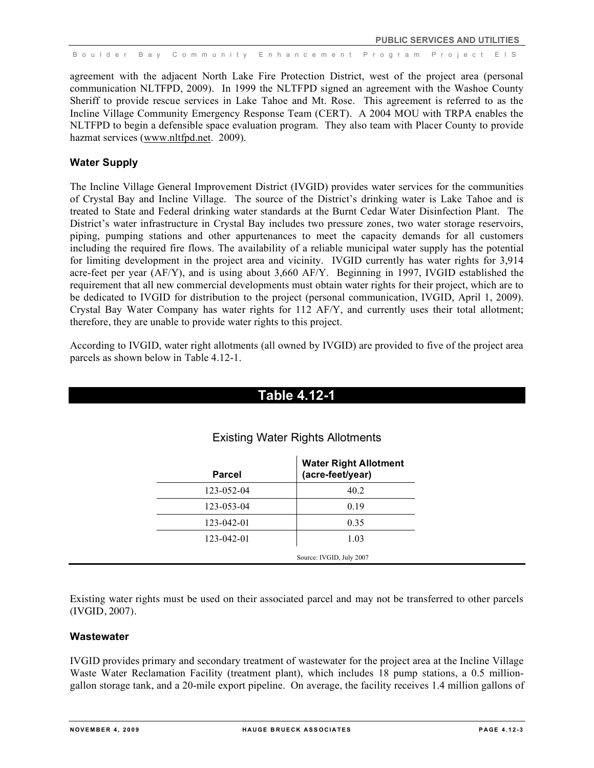agreement with the adjacent North Lake Fire Protection District, west of the project area (personal communication NLTFPD, 2009). In 1999 the NLTFPD signed an agreement with the Washoe County Sheriff to provide rescue services in Lake Tahoe and Mt. Rose. This agreement is referred to as the Incline Village Community Emergency Response Team (CERT). A 2004 MOU with TRPA enables the NLTFPD to begin a defensible space evaluation program. They also team with Placer County to provide hazmat services (www.nltfpd.net. 2009).

### Water Supply

The Incline Village General Improvement District (IVGID) provides water services for the communities of Crystal Bay and Incline Village. The source of the District's drinking water is Lake Tahoe and is treated to State and Federal drinking water standards at the Burnt Cedar Water Disinfection Plant. The District's water infrastructure in Crystal Bay includes two pressure zones, two water storage reservoirs, piping, pumping stations and other appurtenances to meet the capacity demands for all customers including the required fire flows. The availability of a reliable municipal water supply has the potential for limiting development in the project area and vicinity. IVGID currently has water rights for 3,914 acre-feet per year (AF/Y), and is using about 3,660 AF/Y. Beginning in 1997, IVGID established the requirement that all new commercial developments must obtain water rights for their project, which are to be dedicated to IVGID for distribution to the project (personal communication, IVGID, April 1, 2009). Crystal Bay Water Company has water rights for 112 AF/Y, and currently uses their total allotment; therefore, they are unable to provide water rights to this project.

According to IVGID, water right allotments (all owned by IVGID) are provided to five of the project area parcels as shown below in Table 4.12-1.

**Table 4.12-1**

Existing Water Rights Allotments

| Parcel | Water Right Allotment (acre-feet/year) |
|---|---|
| 123-052-04 | 40.2 |
| 123-053-04 | 0.19 |
| 123-042-01 | 0.35 |
| 123-042-01 | 1.03 |

Source: IVGID, July 2007

Existing water rights must be used on their associated parcel and may not be transferred to other parcels (IVGID, 2007).

### Wastewater

IVGID provides primary and secondary treatment of wastewater for the project area at the Incline Village Waste Water Reclamation Facility (treatment plant), which includes 18 pump stations, a 0.5 million-gallon storage tank, and a 20-mile export pipeline. On average, the facility receives 1.4 million gallons of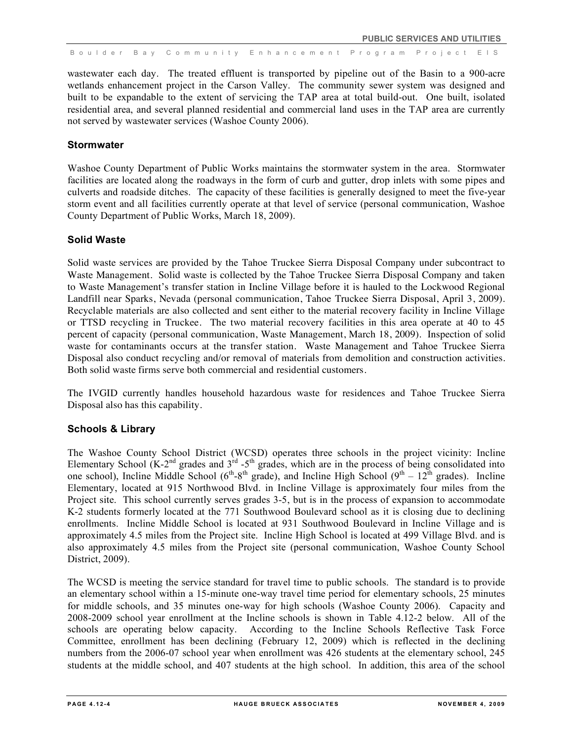wastewater each day. The treated effluent is transported by pipeline out of the Basin to a 900-acre wetlands enhancement project in the Carson Valley. The community sewer system was designed and built to be expandable to the extent of servicing the TAP area at total build-out. One built, isolated residential area, and several planned residential and commercial land uses in the TAP area are currently not served by wastewater services (Washoe County 2006).

### Stormwater

Washoe County Department of Public Works maintains the stormwater system in the area. Stormwater facilities are located along the roadways in the form of curb and gutter, drop inlets with some pipes and culverts and roadside ditches. The capacity of these facilities is generally designed to meet the five-year storm event and all facilities currently operate at that level of service (personal communication, Washoe County Department of Public Works, March 18, 2009).

### Solid Waste

Solid waste services are provided by the Tahoe Truckee Sierra Disposal Company under subcontract to Waste Management. Solid waste is collected by the Tahoe Truckee Sierra Disposal Company and taken to Waste Management's transfer station in Incline Village before it is hauled to the Lockwood Regional Landfill near Sparks, Nevada (personal communication, Tahoe Truckee Sierra Disposal, April 3, 2009). Recyclable materials are also collected and sent either to the material recovery facility in Incline Village or TTSD recycling in Truckee. The two material recovery facilities in this area operate at 40 to 45 percent of capacity (personal communication, Waste Management, March 18, 2009). Inspection of solid waste for contaminants occurs at the transfer station. Waste Management and Tahoe Truckee Sierra Disposal also conduct recycling and/or removal of materials from demolition and construction activities. Both solid waste firms serve both commercial and residential customers.

The IVGID currently handles household hazardous waste for residences and Tahoe Truckee Sierra Disposal also has this capability.

### Schools & Library

The Washoe County School District (WCSD) operates three schools in the project vicinity: Incline Elementary School (K-2nd grades and 3rd -5th grades, which are in the process of being consolidated into one school), Incline Middle School (6th-8th grade), and Incline High School (9th – 12th grades). Incline Elementary, located at 915 Northwood Blvd. in Incline Village is approximately four miles from the Project site. This school currently serves grades 3-5, but is in the process of expansion to accommodate K-2 students formerly located at the 771 Southwood Boulevard school as it is closing due to declining enrollments. Incline Middle School is located at 931 Southwood Boulevard in Incline Village and is approximately 4.5 miles from the Project site. Incline High School is located at 499 Village Blvd. and is also approximately 4.5 miles from the Project site (personal communication, Washoe County School District, 2009).

The WCSD is meeting the service standard for travel time to public schools. The standard is to provide an elementary school within a 15-minute one-way travel time period for elementary schools, 25 minutes for middle schools, and 35 minutes one-way for high schools (Washoe County 2006). Capacity and 2008-2009 school year enrollment at the Incline schools is shown in Table 4.12-2 below. All of the schools are operating below capacity. According to the Incline Schools Reflective Task Force Committee, enrollment has been declining (February 12, 2009) which is reflected in the declining numbers from the 2006-07 school year when enrollment was 426 students at the elementary school, 245 students at the middle school, and 407 students at the high school. In addition, this area of the school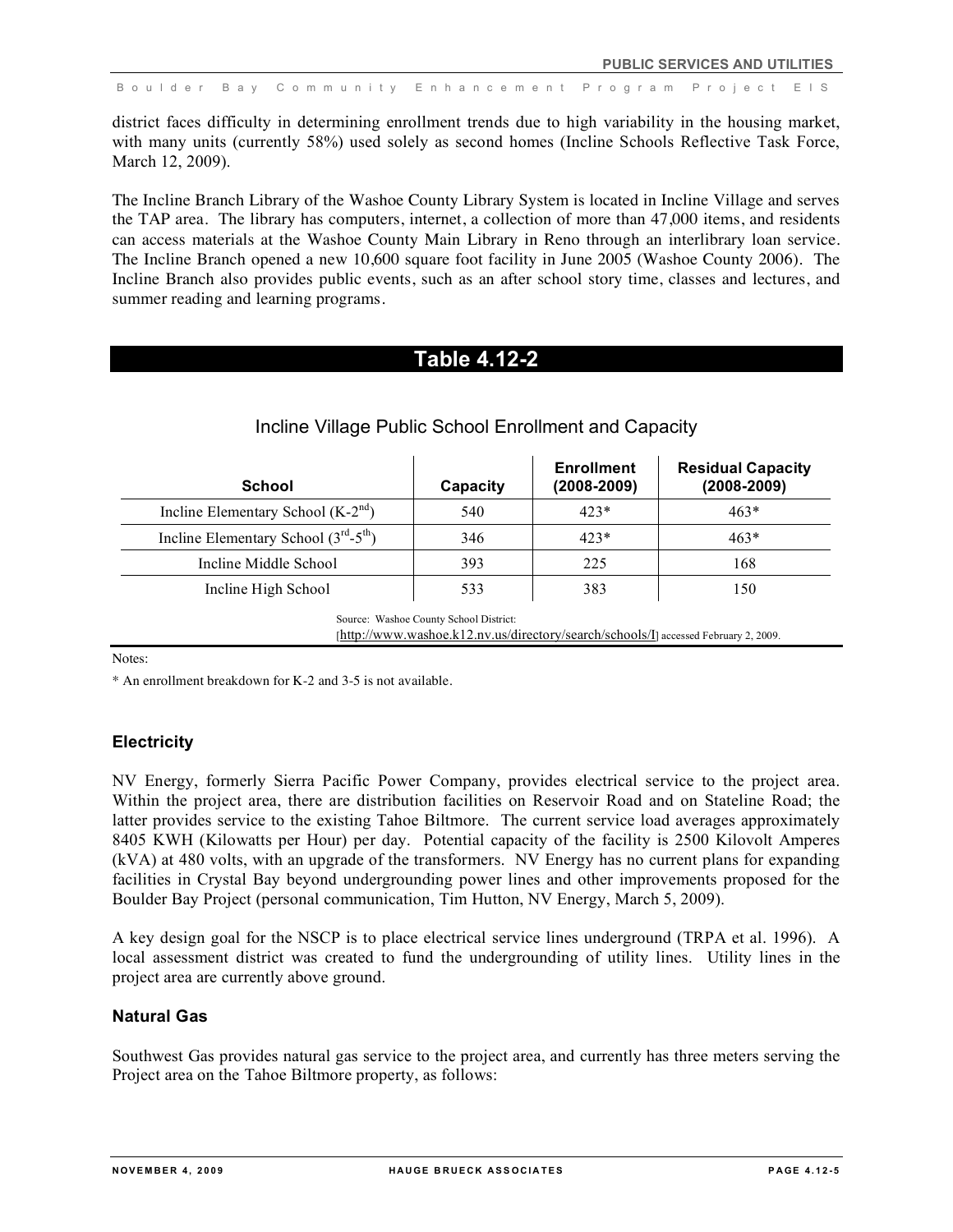district faces difficulty in determining enrollment trends due to high variability in the housing market, with many units (currently 58%) used solely as second homes (Incline Schools Reflective Task Force, March 12, 2009).

The Incline Branch Library of the Washoe County Library System is located in Incline Village and serves the TAP area. The library has computers, internet, a collection of more than 47,000 items, and residents can access materials at the Washoe County Main Library in Reno through an interlibrary loan service. The Incline Branch opened a new 10,600 square foot facility in June 2005 (Washoe County 2006). The Incline Branch also provides public events, such as an after school story time, classes and lectures, and summer reading and learning programs.

## Table 4.12-2

Incline Village Public School Enrollment and Capacity

| School | Capacity | Enrollment (2008-2009) | Residual Capacity (2008-2009) |
|---|---|---|---|
| Incline Elementary School (K-2nd) | 540 | 423* | 463* |
| Incline Elementary School (3rd-5th) | 346 | 423* | 463* |
| Incline Middle School | 393 | 225 | 168 |
| Incline High School | 533 | 383 | 150 |

Source: Washoe County School District: [http://www.washoe.k12.nv.us/directory/search/schools/I] accessed February 2, 2009.

Notes:

* An enrollment breakdown for K-2 and 3-5 is not available.

### Electricity

NV Energy, formerly Sierra Pacific Power Company, provides electrical service to the project area. Within the project area, there are distribution facilities on Reservoir Road and on Stateline Road; the latter provides service to the existing Tahoe Biltmore. The current service load averages approximately 8405 KWH (Kilowatts per Hour) per day. Potential capacity of the facility is 2500 Kilovolt Amperes (kVA) at 480 volts, with an upgrade of the transformers. NV Energy has no current plans for expanding facilities in Crystal Bay beyond undergrounding power lines and other improvements proposed for the Boulder Bay Project (personal communication, Tim Hutton, NV Energy, March 5, 2009).

A key design goal for the NSCP is to place electrical service lines underground (TRPA et al. 1996). A local assessment district was created to fund the undergrounding of utility lines. Utility lines in the project area are currently above ground.

### Natural Gas

Southwest Gas provides natural gas service to the project area, and currently has three meters serving the Project area on the Tahoe Biltmore property, as follows: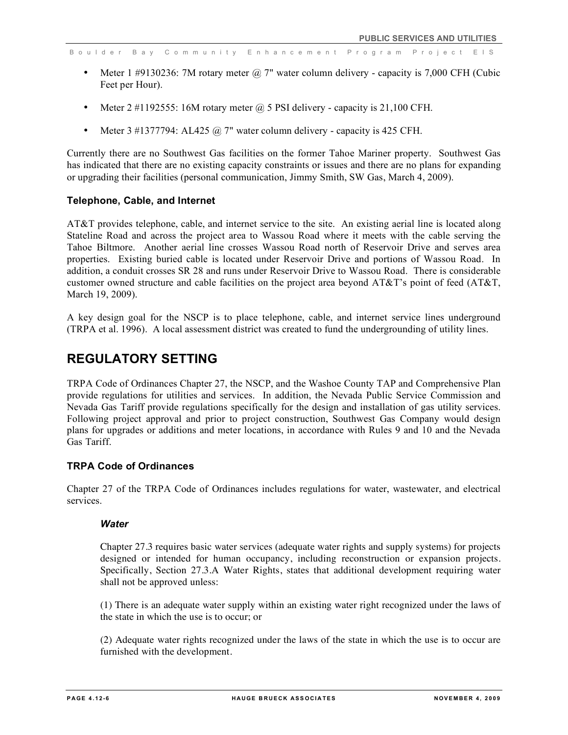- Meter 1 #9130236: 7M rotary meter @ 7" water column delivery - capacity is 7,000 CFH (Cubic Feet per Hour).
- Meter 2 #1192555: 16M rotary meter @ 5 PSI delivery - capacity is 21,100 CFH.
- Meter 3 #1377794: AL425 @ 7" water column delivery - capacity is 425 CFH.

Currently there are no Southwest Gas facilities on the former Tahoe Mariner property. Southwest Gas has indicated that there are no existing capacity constraints or issues and there are no plans for expanding or upgrading their facilities (personal communication, Jimmy Smith, SW Gas, March 4, 2009).

### Telephone, Cable, and Internet

AT&T provides telephone, cable, and internet service to the site. An existing aerial line is located along Stateline Road and across the project area to Wassou Road where it meets with the cable serving the Tahoe Biltmore. Another aerial line crosses Wassou Road north of Reservoir Drive and serves area properties. Existing buried cable is located under Reservoir Drive and portions of Wassou Road. In addition, a conduit crosses SR 28 and runs under Reservoir Drive to Wassou Road. There is considerable customer owned structure and cable facilities on the project area beyond AT&T's point of feed (AT&T, March 19, 2009).

A key design goal for the NSCP is to place telephone, cable, and internet service lines underground (TRPA et al. 1996). A local assessment district was created to fund the undergrounding of utility lines.

## REGULATORY SETTING

TRPA Code of Ordinances Chapter 27, the NSCP, and the Washoe County TAP and Comprehensive Plan provide regulations for utilities and services. In addition, the Nevada Public Service Commission and Nevada Gas Tariff provide regulations specifically for the design and installation of gas utility services. Following project approval and prior to project construction, Southwest Gas Company would design plans for upgrades or additions and meter locations, in accordance with Rules 9 and 10 and the Nevada Gas Tariff.

### TRPA Code of Ordinances

Chapter 27 of the TRPA Code of Ordinances includes regulations for water, wastewater, and electrical services.

#### *Water*

Chapter 27.3 requires basic water services (adequate water rights and supply systems) for projects designed or intended for human occupancy, including reconstruction or expansion projects. Specifically, Section 27.3.A Water Rights, states that additional development requiring water shall not be approved unless:

(1) There is an adequate water supply within an existing water right recognized under the laws of the state in which the use is to occur; or

(2) Adequate water rights recognized under the laws of the state in which the use is to occur are furnished with the development.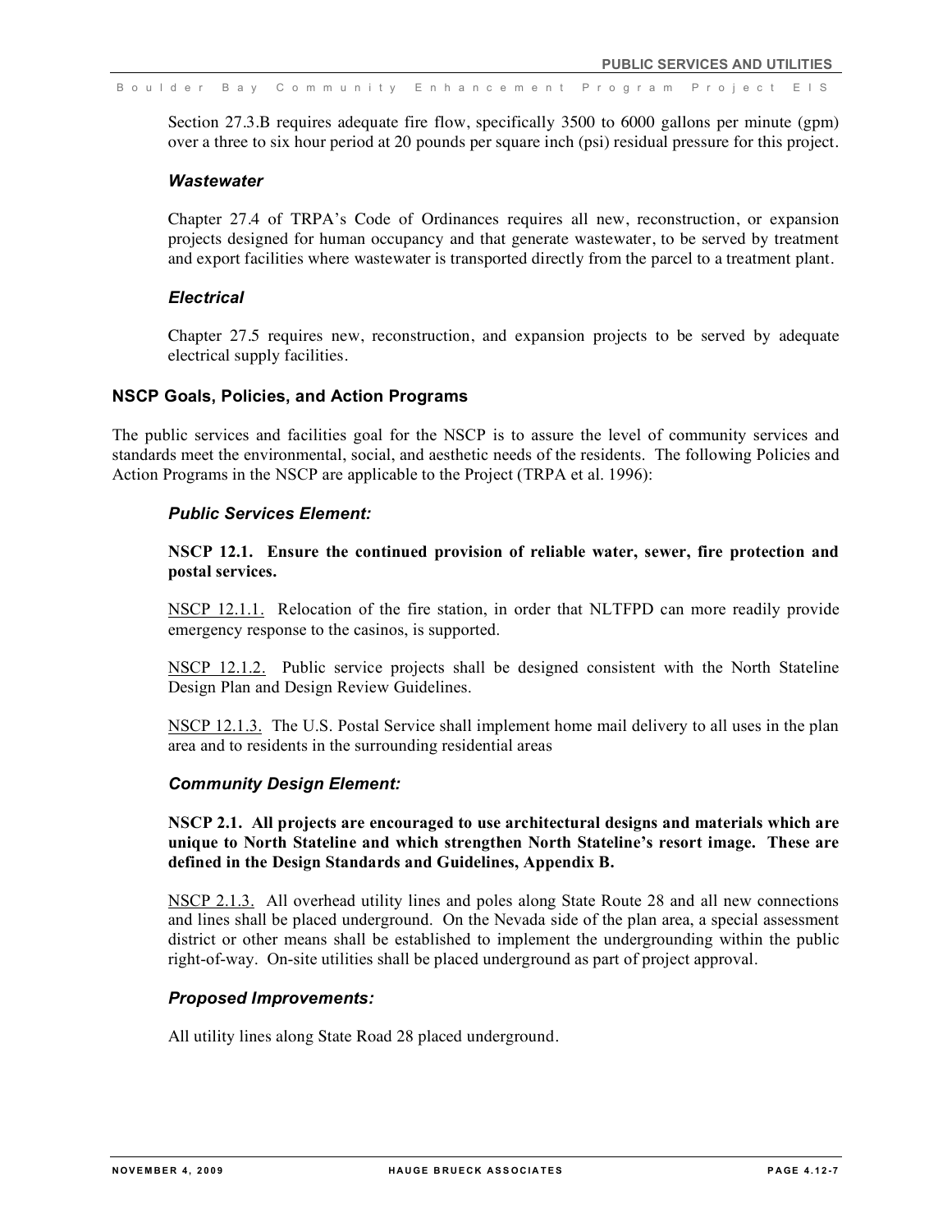Section 27.3.B requires adequate fire flow, specifically 3500 to 6000 gallons per minute (gpm) over a three to six hour period at 20 pounds per square inch (psi) residual pressure for this project.

#### *Wastewater*

Chapter 27.4 of TRPA's Code of Ordinances requires all new, reconstruction, or expansion projects designed for human occupancy and that generate wastewater, to be served by treatment and export facilities where wastewater is transported directly from the parcel to a treatment plant.

#### *Electrical*

Chapter 27.5 requires new, reconstruction, and expansion projects to be served by adequate electrical supply facilities.

### NSCP Goals, Policies, and Action Programs

The public services and facilities goal for the NSCP is to assure the level of community services and standards meet the environmental, social, and aesthetic needs of the residents. The following Policies and Action Programs in the NSCP are applicable to the Project (TRPA et al. 1996):

#### *Public Services Element:*

**NSCP 12.1. Ensure the continued provision of reliable water, sewer, fire protection and postal services.**

NSCP 12.1.1. Relocation of the fire station, in order that NLTFPD can more readily provide emergency response to the casinos, is supported.

NSCP 12.1.2. Public service projects shall be designed consistent with the North Stateline Design Plan and Design Review Guidelines.

NSCP 12.1.3. The U.S. Postal Service shall implement home mail delivery to all uses in the plan area and to residents in the surrounding residential areas

#### *Community Design Element:*

**NSCP 2.1. All projects are encouraged to use architectural designs and materials which are unique to North Stateline and which strengthen North Stateline's resort image. These are defined in the Design Standards and Guidelines, Appendix B.**

NSCP 2.1.3. All overhead utility lines and poles along State Route 28 and all new connections and lines shall be placed underground. On the Nevada side of the plan area, a special assessment district or other means shall be established to implement the undergrounding within the public right-of-way. On-site utilities shall be placed underground as part of project approval.

#### *Proposed Improvements:*

All utility lines along State Road 28 placed underground.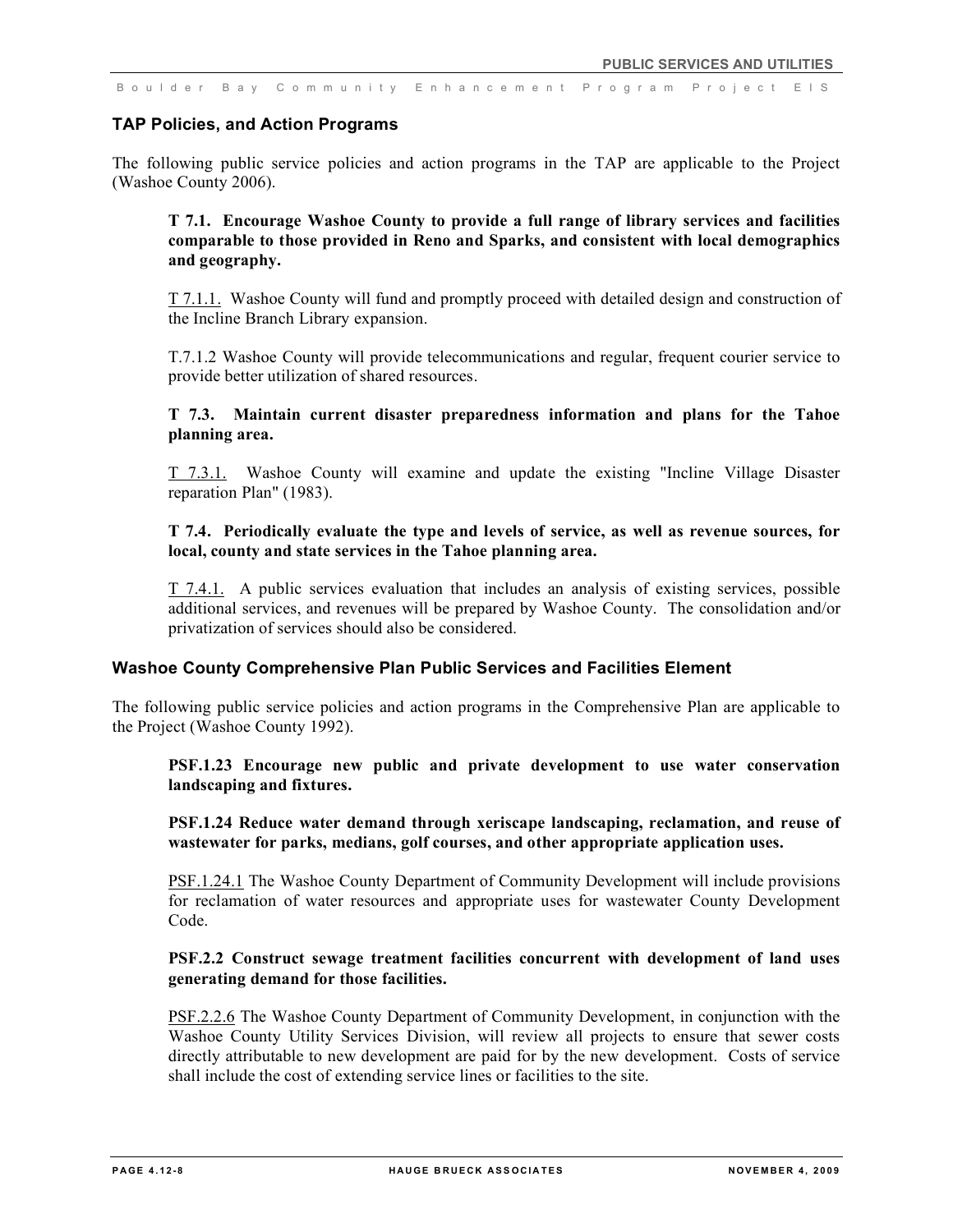### TAP Policies, and Action Programs

The following public service policies and action programs in the TAP are applicable to the Project (Washoe County 2006).

**T 7.1. Encourage Washoe County to provide a full range of library services and facilities comparable to those provided in Reno and Sparks, and consistent with local demographics and geography.**

T 7.1.1. Washoe County will fund and promptly proceed with detailed design and construction of the Incline Branch Library expansion.

T.7.1.2 Washoe County will provide telecommunications and regular, frequent courier service to provide better utilization of shared resources.

**T 7.3. Maintain current disaster preparedness information and plans for the Tahoe planning area.**

T 7.3.1. Washoe County will examine and update the existing "Incline Village Disaster reparation Plan" (1983).

**T 7.4. Periodically evaluate the type and levels of service, as well as revenue sources, for local, county and state services in the Tahoe planning area.**

T 7.4.1. A public services evaluation that includes an analysis of existing services, possible additional services, and revenues will be prepared by Washoe County. The consolidation and/or privatization of services should also be considered.

### Washoe County Comprehensive Plan Public Services and Facilities Element

The following public service policies and action programs in the Comprehensive Plan are applicable to the Project (Washoe County 1992).

**PSF.1.23 Encourage new public and private development to use water conservation landscaping and fixtures.**

**PSF.1.24 Reduce water demand through xeriscape landscaping, reclamation, and reuse of wastewater for parks, medians, golf courses, and other appropriate application uses.**

PSF.1.24.1 The Washoe County Department of Community Development will include provisions for reclamation of water resources and appropriate uses for wastewater County Development Code.

**PSF.2.2 Construct sewage treatment facilities concurrent with development of land uses generating demand for those facilities.**

PSF.2.2.6 The Washoe County Department of Community Development, in conjunction with the Washoe County Utility Services Division, will review all projects to ensure that sewer costs directly attributable to new development are paid for by the new development. Costs of service shall include the cost of extending service lines or facilities to the site.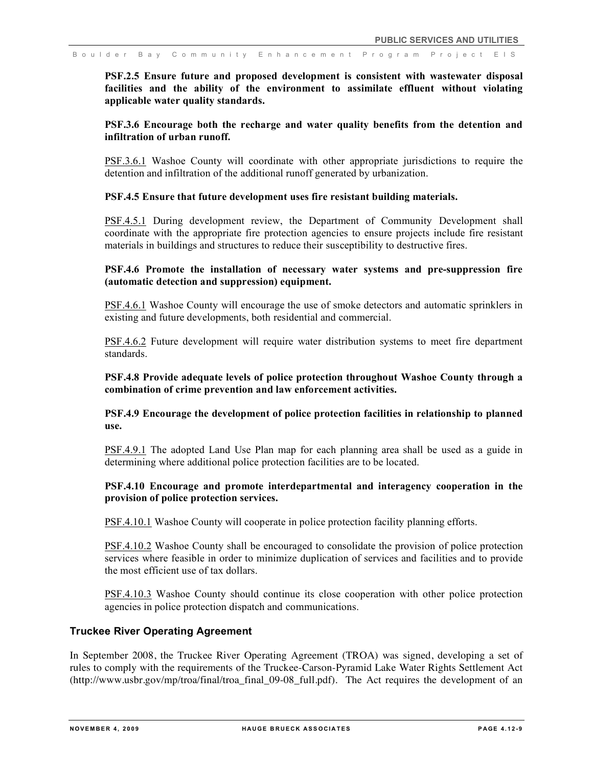**PSF.2.5 Ensure future and proposed development is consistent with wastewater disposal facilities and the ability of the environment to assimilate effluent without violating applicable water quality standards.**

**PSF.3.6 Encourage both the recharge and water quality benefits from the detention and infiltration of urban runoff.**

<u>PSF.3.6.1</u> Washoe County will coordinate with other appropriate jurisdictions to require the detention and infiltration of the additional runoff generated by urbanization.

**PSF.4.5 Ensure that future development uses fire resistant building materials.**

<u>PSF.4.5.1</u> During development review, the Department of Community Development shall coordinate with the appropriate fire protection agencies to ensure projects include fire resistant materials in buildings and structures to reduce their susceptibility to destructive fires.

**PSF.4.6 Promote the installation of necessary water systems and pre-suppression fire (automatic detection and suppression) equipment.**

<u>PSF.4.6.1</u> Washoe County will encourage the use of smoke detectors and automatic sprinklers in existing and future developments, both residential and commercial.

<u>PSF.4.6.2</u> Future development will require water distribution systems to meet fire department standards.

**PSF.4.8 Provide adequate levels of police protection throughout Washoe County through a combination of crime prevention and law enforcement activities.**

**PSF.4.9 Encourage the development of police protection facilities in relationship to planned use.**

<u>PSF.4.9.1</u> The adopted Land Use Plan map for each planning area shall be used as a guide in determining where additional police protection facilities are to be located.

**PSF.4.10 Encourage and promote interdepartmental and interagency cooperation in the provision of police protection services.**

<u>PSF.4.10.1</u> Washoe County will cooperate in police protection facility planning efforts.

<u>PSF.4.10.2</u> Washoe County shall be encouraged to consolidate the provision of police protection services where feasible in order to minimize duplication of services and facilities and to provide the most efficient use of tax dollars.

<u>PSF.4.10.3</u> Washoe County should continue its close cooperation with other police protection agencies in police protection dispatch and communications.

### Truckee River Operating Agreement

In September 2008, the Truckee River Operating Agreement (TROA) was signed, developing a set of rules to comply with the requirements of the Truckee-Carson-Pyramid Lake Water Rights Settlement Act (http://www.usbr.gov/mp/troa/final/troa_final_09-08_full.pdf). The Act requires the development of an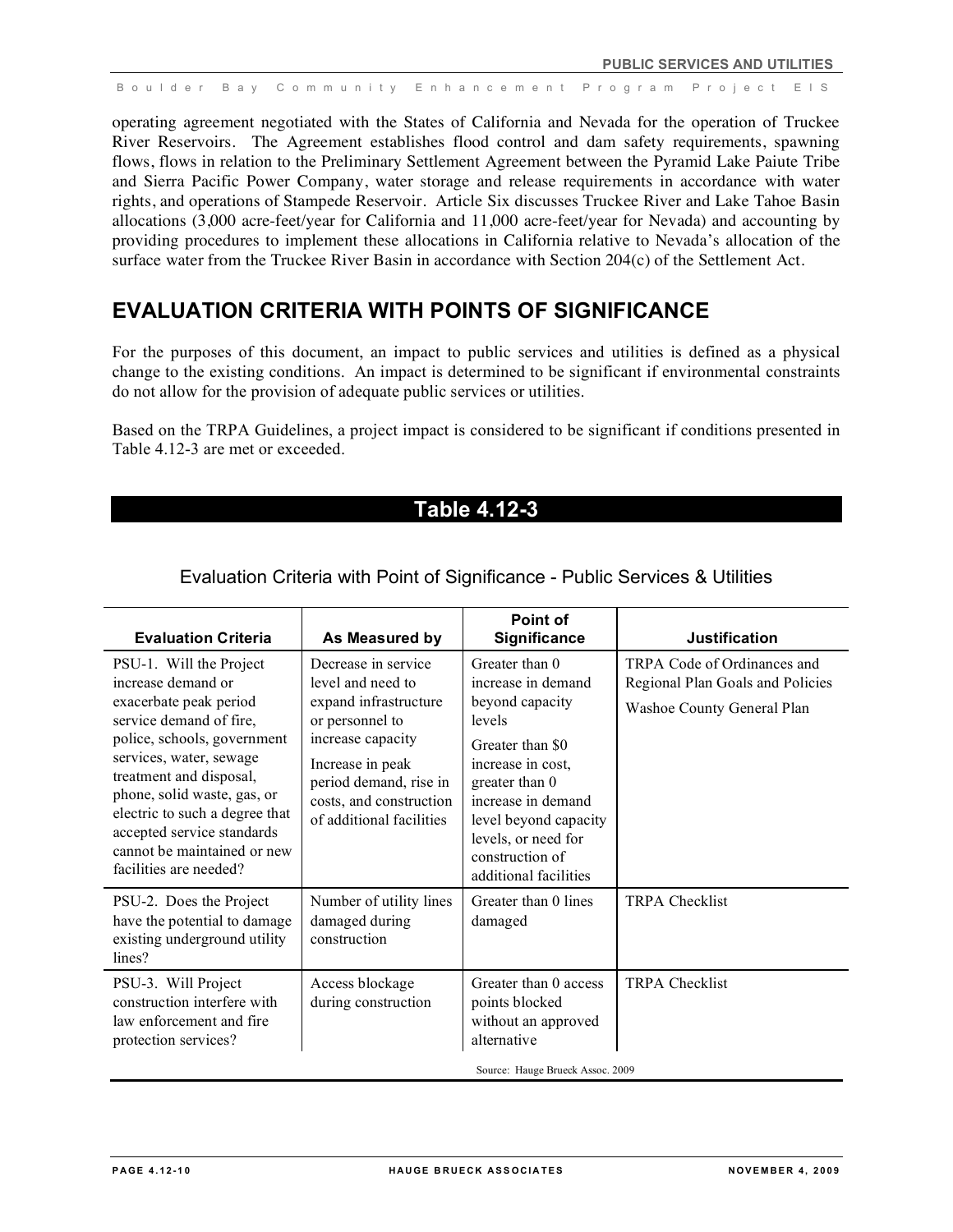operating agreement negotiated with the States of California and Nevada for the operation of Truckee River Reservoirs. The Agreement establishes flood control and dam safety requirements, spawning flows, flows in relation to the Preliminary Settlement Agreement between the Pyramid Lake Paiute Tribe and Sierra Pacific Power Company, water storage and release requirements in accordance with water rights, and operations of Stampede Reservoir. Article Six discusses Truckee River and Lake Tahoe Basin allocations (3,000 acre-feet/year for California and 11,000 acre-feet/year for Nevada) and accounting by providing procedures to implement these allocations in California relative to Nevada's allocation of the surface water from the Truckee River Basin in accordance with Section 204(c) of the Settlement Act.

## EVALUATION CRITERIA WITH POINTS OF SIGNIFICANCE

For the purposes of this document, an impact to public services and utilities is defined as a physical change to the existing conditions. An impact is determined to be significant if environmental constraints do not allow for the provision of adequate public services or utilities.

Based on the TRPA Guidelines, a project impact is considered to be significant if conditions presented in Table 4.12-3 are met or exceeded.

**Table 4.12-3**

Evaluation Criteria with Point of Significance - Public Services & Utilities

| Evaluation Criteria | As Measured by | Point of Significance | Justification |
|---|---|---|---|
| PSU-1. Will the Project increase demand or exacerbate peak period service demand of fire, police, schools, government services, water, sewage treatment and disposal, phone, solid waste, gas, or electric to such a degree that accepted service standards cannot be maintained or new facilities are needed? | Decrease in service level and need to expand infrastructure or personnel to increase capacity<br><br>Increase in peak period demand, rise in costs, and construction of additional facilities | Greater than 0 increase in demand beyond capacity levels<br><br>Greater than $0 increase in cost, greater than 0 increase in demand level beyond capacity levels, or need for construction of additional facilities | TRPA Code of Ordinances and Regional Plan Goals and Policies<br><br>Washoe County General Plan |
| PSU-2. Does the Project have the potential to damage existing underground utility lines? | Number of utility lines damaged during construction | Greater than 0 lines damaged | TRPA Checklist |
| PSU-3. Will Project construction interfere with law enforcement and fire protection services? | Access blockage during construction | Greater than 0 access points blocked without an approved alternative | TRPA Checklist |

Source: Hauge Brueck Assoc. 2009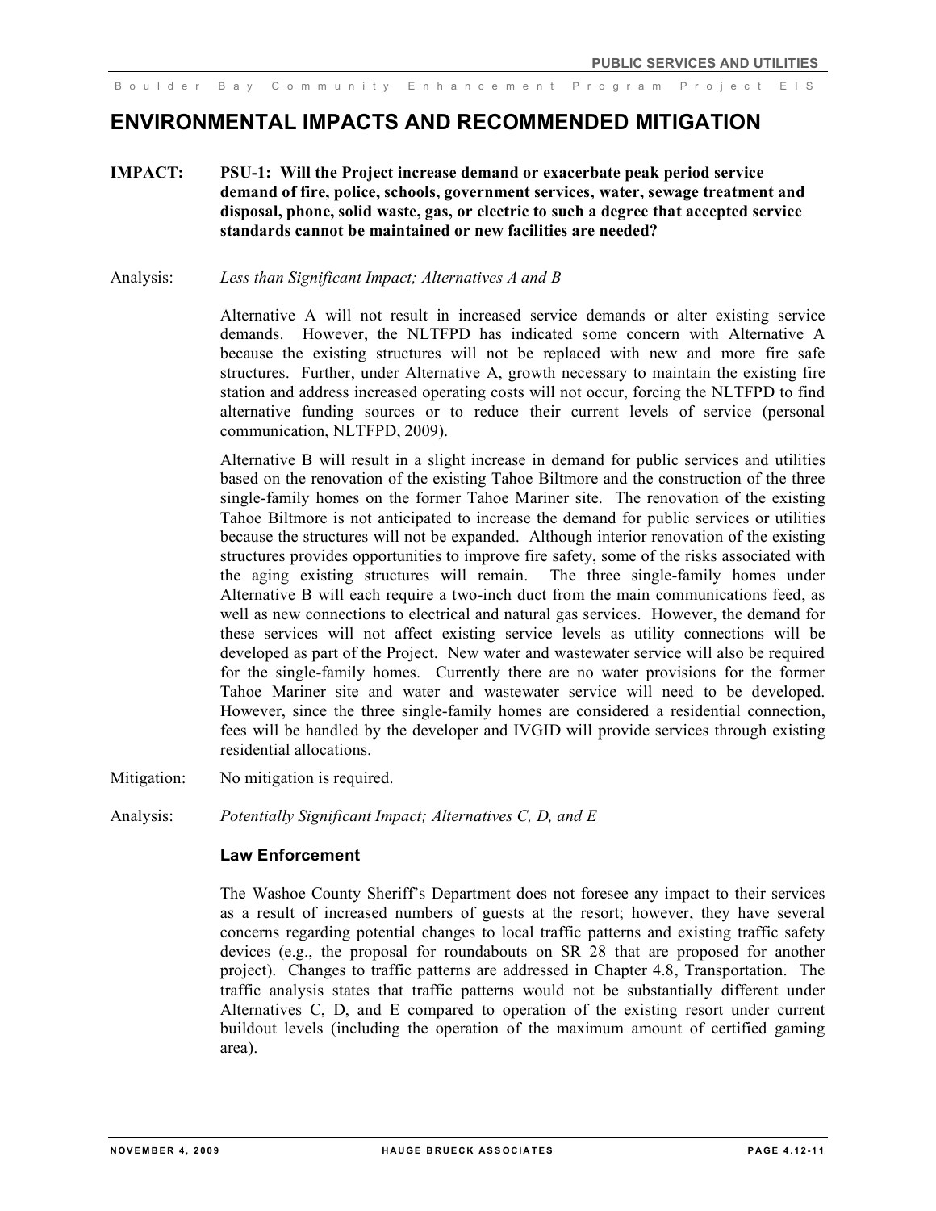## ENVIRONMENTAL IMPACTS AND RECOMMENDED MITIGATION

**IMPACT: PSU-1: Will the Project increase demand or exacerbate peak period service demand of fire, police, schools, government services, water, sewage treatment and disposal, phone, solid waste, gas, or electric to such a degree that accepted service standards cannot be maintained or new facilities are needed?**

Analysis: *Less than Significant Impact; Alternatives A and B*

Alternative A will not result in increased service demands or alter existing service demands. However, the NLTFPD has indicated some concern with Alternative A because the existing structures will not be replaced with new and more fire safe structures. Further, under Alternative A, growth necessary to maintain the existing fire station and address increased operating costs will not occur, forcing the NLTFPD to find alternative funding sources or to reduce their current levels of service (personal communication, NLTFPD, 2009).

Alternative B will result in a slight increase in demand for public services and utilities based on the renovation of the existing Tahoe Biltmore and the construction of the three single-family homes on the former Tahoe Mariner site. The renovation of the existing Tahoe Biltmore is not anticipated to increase the demand for public services or utilities because the structures will not be expanded. Although interior renovation of the existing structures provides opportunities to improve fire safety, some of the risks associated with the aging existing structures will remain. The three single-family homes under Alternative B will each require a two-inch duct from the main communications feed, as well as new connections to electrical and natural gas services. However, the demand for these services will not affect existing service levels as utility connections will be developed as part of the Project. New water and wastewater service will also be required for the single-family homes. Currently there are no water provisions for the former Tahoe Mariner site and water and wastewater service will need to be developed. However, since the three single-family homes are considered a residential connection, fees will be handled by the developer and IVGID will provide services through existing residential allocations.

Mitigation: No mitigation is required.

Analysis: *Potentially Significant Impact; Alternatives C, D, and E*

### Law Enforcement

The Washoe County Sheriff's Department does not foresee any impact to their services as a result of increased numbers of guests at the resort; however, they have several concerns regarding potential changes to local traffic patterns and existing traffic safety devices (e.g., the proposal for roundabouts on SR 28 that are proposed for another project). Changes to traffic patterns are addressed in Chapter 4.8, Transportation. The traffic analysis states that traffic patterns would not be substantially different under Alternatives C, D, and E compared to operation of the existing resort under current buildout levels (including the operation of the maximum amount of certified gaming area).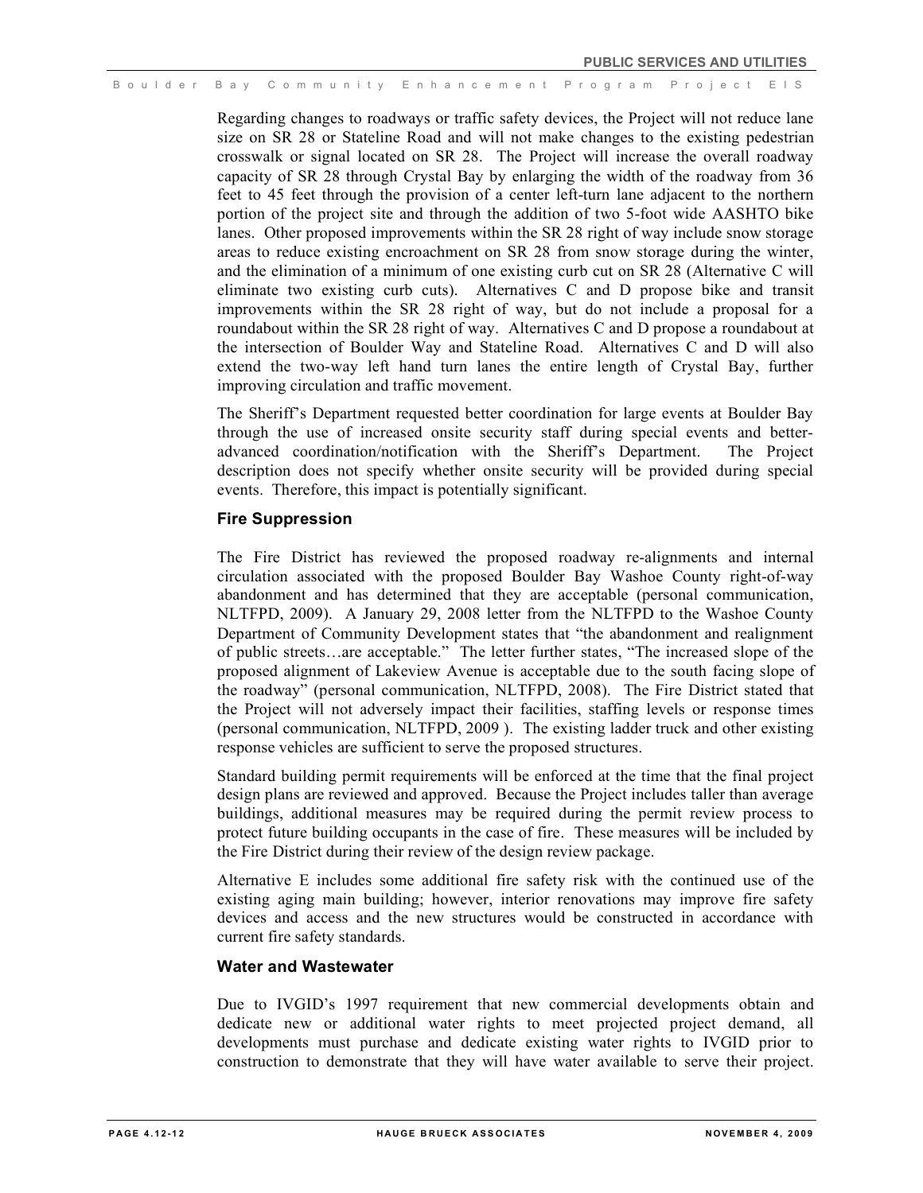Regarding changes to roadways or traffic safety devices, the Project will not reduce lane size on SR 28 or Stateline Road and will not make changes to the existing pedestrian crosswalk or signal located on SR 28. The Project will increase the overall roadway capacity of SR 28 through Crystal Bay by enlarging the width of the roadway from 36 feet to 45 feet through the provision of a center left-turn lane adjacent to the northern portion of the project site and through the addition of two 5-foot wide AASHTO bike lanes. Other proposed improvements within the SR 28 right of way include snow storage areas to reduce existing encroachment on SR 28 from snow storage during the winter, and the elimination of a minimum of one existing curb cut on SR 28 (Alternative C will eliminate two existing curb cuts). Alternatives C and D propose bike and transit improvements within the SR 28 right of way, but do not include a proposal for a roundabout within the SR 28 right of way. Alternatives C and D propose a roundabout at the intersection of Boulder Way and Stateline Road. Alternatives C and D will also extend the two-way left hand turn lanes the entire length of Crystal Bay, further improving circulation and traffic movement.

The Sheriff's Department requested better coordination for large events at Boulder Bay through the use of increased onsite security staff during special events and better-advanced coordination/notification with the Sheriff's Department. The Project description does not specify whether onsite security will be provided during special events. Therefore, this impact is potentially significant.

### Fire Suppression

The Fire District has reviewed the proposed roadway re-alignments and internal circulation associated with the proposed Boulder Bay Washoe County right-of-way abandonment and has determined that they are acceptable (personal communication, NLTFPD, 2009). A January 29, 2008 letter from the NLTFPD to the Washoe County Department of Community Development states that "the abandonment and realignment of public streets…are acceptable." The letter further states, "The increased slope of the proposed alignment of Lakeview Avenue is acceptable due to the south facing slope of the roadway" (personal communication, NLTFPD, 2008). The Fire District stated that the Project will not adversely impact their facilities, staffing levels or response times (personal communication, NLTFPD, 2009 ). The existing ladder truck and other existing response vehicles are sufficient to serve the proposed structures.

Standard building permit requirements will be enforced at the time that the final project design plans are reviewed and approved. Because the Project includes taller than average buildings, additional measures may be required during the permit review process to protect future building occupants in the case of fire. These measures will be included by the Fire District during their review of the design review package.

Alternative E includes some additional fire safety risk with the continued use of the existing aging main building; however, interior renovations may improve fire safety devices and access and the new structures would be constructed in accordance with current fire safety standards.

### Water and Wastewater

Due to IVGID's 1997 requirement that new commercial developments obtain and dedicate new or additional water rights to meet projected project demand, all developments must purchase and dedicate existing water rights to IVGID prior to construction to demonstrate that they will have water available to serve their project.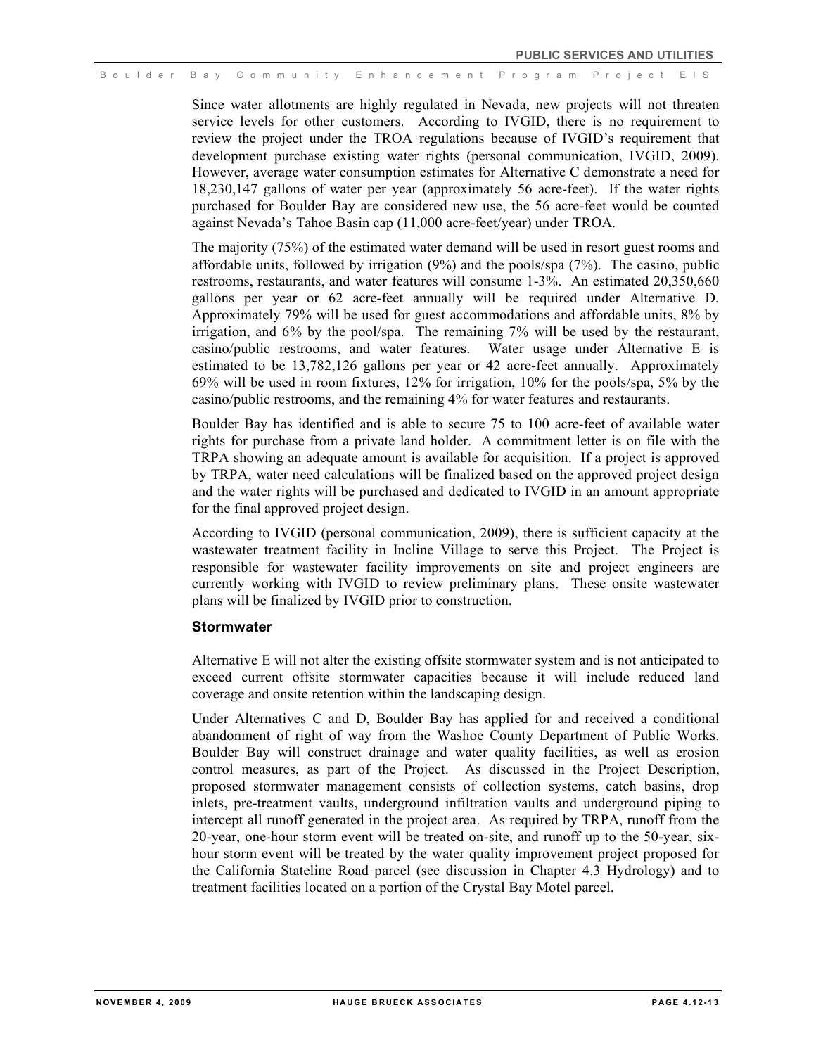Since water allotments are highly regulated in Nevada, new projects will not threaten service levels for other customers. According to IVGID, there is no requirement to review the project under the TROA regulations because of IVGID's requirement that development purchase existing water rights (personal communication, IVGID, 2009). However, average water consumption estimates for Alternative C demonstrate a need for 18,230,147 gallons of water per year (approximately 56 acre-feet). If the water rights purchased for Boulder Bay are considered new use, the 56 acre-feet would be counted against Nevada's Tahoe Basin cap (11,000 acre-feet/year) under TROA.

The majority (75%) of the estimated water demand will be used in resort guest rooms and affordable units, followed by irrigation (9%) and the pools/spa (7%). The casino, public restrooms, restaurants, and water features will consume 1-3%. An estimated 20,350,660 gallons per year or 62 acre-feet annually will be required under Alternative D. Approximately 79% will be used for guest accommodations and affordable units, 8% by irrigation, and 6% by the pool/spa. The remaining 7% will be used by the restaurant, casino/public restrooms, and water features. Water usage under Alternative E is estimated to be 13,782,126 gallons per year or 42 acre-feet annually. Approximately 69% will be used in room fixtures, 12% for irrigation, 10% for the pools/spa, 5% by the casino/public restrooms, and the remaining 4% for water features and restaurants.

Boulder Bay has identified and is able to secure 75 to 100 acre-feet of available water rights for purchase from a private land holder. A commitment letter is on file with the TRPA showing an adequate amount is available for acquisition. If a project is approved by TRPA, water need calculations will be finalized based on the approved project design and the water rights will be purchased and dedicated to IVGID in an amount appropriate for the final approved project design.

According to IVGID (personal communication, 2009), there is sufficient capacity at the wastewater treatment facility in Incline Village to serve this Project. The Project is responsible for wastewater facility improvements on site and project engineers are currently working with IVGID to review preliminary plans. These onsite wastewater plans will be finalized by IVGID prior to construction.

### Stormwater

Alternative E will not alter the existing offsite stormwater system and is not anticipated to exceed current offsite stormwater capacities because it will include reduced land coverage and onsite retention within the landscaping design.

Under Alternatives C and D, Boulder Bay has applied for and received a conditional abandonment of right of way from the Washoe County Department of Public Works. Boulder Bay will construct drainage and water quality facilities, as well as erosion control measures, as part of the Project. As discussed in the Project Description, proposed stormwater management consists of collection systems, catch basins, drop inlets, pre-treatment vaults, underground infiltration vaults and underground piping to intercept all runoff generated in the project area. As required by TRPA, runoff from the 20-year, one-hour storm event will be treated on-site, and runoff up to the 50-year, six-hour storm event will be treated by the water quality improvement project proposed for the California Stateline Road parcel (see discussion in Chapter 4.3 Hydrology) and to treatment facilities located on a portion of the Crystal Bay Motel parcel.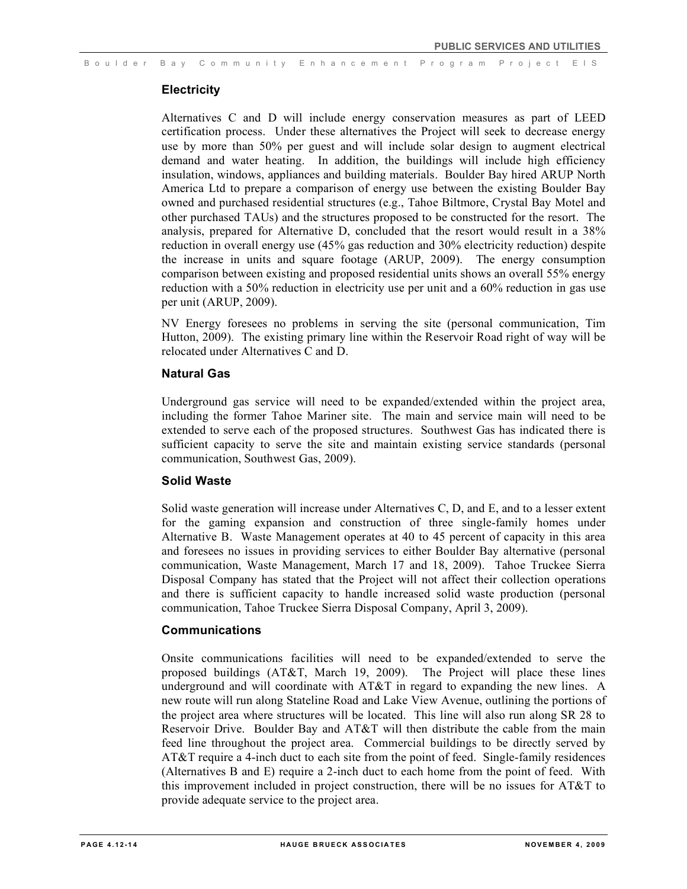### Electricity

Alternatives C and D will include energy conservation measures as part of LEED certification process. Under these alternatives the Project will seek to decrease energy use by more than 50% per guest and will include solar design to augment electrical demand and water heating. In addition, the buildings will include high efficiency insulation, windows, appliances and building materials. Boulder Bay hired ARUP North America Ltd to prepare a comparison of energy use between the existing Boulder Bay owned and purchased residential structures (e.g., Tahoe Biltmore, Crystal Bay Motel and other purchased TAUs) and the structures proposed to be constructed for the resort. The analysis, prepared for Alternative D, concluded that the resort would result in a 38% reduction in overall energy use (45% gas reduction and 30% electricity reduction) despite the increase in units and square footage (ARUP, 2009). The energy consumption comparison between existing and proposed residential units shows an overall 55% energy reduction with a 50% reduction in electricity use per unit and a 60% reduction in gas use per unit (ARUP, 2009).

NV Energy foresees no problems in serving the site (personal communication, Tim Hutton, 2009). The existing primary line within the Reservoir Road right of way will be relocated under Alternatives C and D.

### Natural Gas

Underground gas service will need to be expanded/extended within the project area, including the former Tahoe Mariner site. The main and service main will need to be extended to serve each of the proposed structures. Southwest Gas has indicated there is sufficient capacity to serve the site and maintain existing service standards (personal communication, Southwest Gas, 2009).

### Solid Waste

Solid waste generation will increase under Alternatives C, D, and E, and to a lesser extent for the gaming expansion and construction of three single-family homes under Alternative B. Waste Management operates at 40 to 45 percent of capacity in this area and foresees no issues in providing services to either Boulder Bay alternative (personal communication, Waste Management, March 17 and 18, 2009). Tahoe Truckee Sierra Disposal Company has stated that the Project will not affect their collection operations and there is sufficient capacity to handle increased solid waste production (personal communication, Tahoe Truckee Sierra Disposal Company, April 3, 2009).

### Communications

Onsite communications facilities will need to be expanded/extended to serve the proposed buildings (AT&T, March 19, 2009). The Project will place these lines underground and will coordinate with AT&T in regard to expanding the new lines. A new route will run along Stateline Road and Lake View Avenue, outlining the portions of the project area where structures will be located. This line will also run along SR 28 to Reservoir Drive. Boulder Bay and AT&T will then distribute the cable from the main feed line throughout the project area. Commercial buildings to be directly served by AT&T require a 4-inch duct to each site from the point of feed. Single-family residences (Alternatives B and E) require a 2-inch duct to each home from the point of feed. With this improvement included in project construction, there will be no issues for AT&T to provide adequate service to the project area.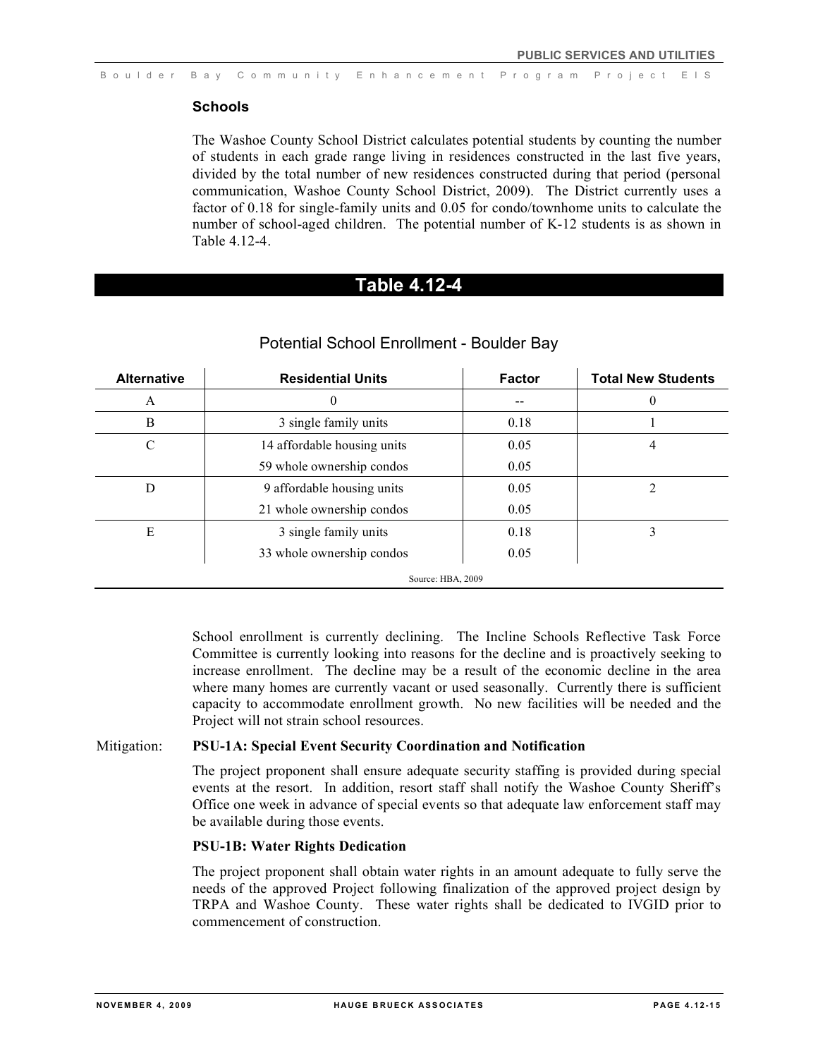### Schools

The Washoe County School District calculates potential students by counting the number of students in each grade range living in residences constructed in the last five years, divided by the total number of new residences constructed during that period (personal communication, Washoe County School District, 2009). The District currently uses a factor of 0.18 for single-family units and 0.05 for condo/townhome units to calculate the number of school-aged children. The potential number of K-12 students is as shown in Table 4.12-4.

## Table 4.12-4

Potential School Enrollment - Boulder Bay

| Alternative | Residential Units | Factor | Total New Students |
|---|---|---|---|
| A | 0 | -- | 0 |
| B | 3 single family units | 0.18 | 1 |
| C | 14 affordable housing units | 0.05 | 4 |
| | 59 whole ownership condos | 0.05 | |
| D | 9 affordable housing units | 0.05 | 2 |
| | 21 whole ownership condos | 0.05 | |
| E | 3 single family units | 0.18 | 3 |
| | 33 whole ownership condos | 0.05 | |

Source: HBA, 2009

School enrollment is currently declining. The Incline Schools Reflective Task Force Committee is currently looking into reasons for the decline and is proactively seeking to increase enrollment. The decline may be a result of the economic decline in the area where many homes are currently vacant or used seasonally. Currently there is sufficient capacity to accommodate enrollment growth. No new facilities will be needed and the Project will not strain school resources.

Mitigation: **PSU-1A: Special Event Security Coordination and Notification**

The project proponent shall ensure adequate security staffing is provided during special events at the resort. In addition, resort staff shall notify the Washoe County Sheriff's Office one week in advance of special events so that adequate law enforcement staff may be available during those events.

**PSU-1B: Water Rights Dedication**

The project proponent shall obtain water rights in an amount adequate to fully serve the needs of the approved Project following finalization of the approved project design by TRPA and Washoe County. These water rights shall be dedicated to IVGID prior to commencement of construction.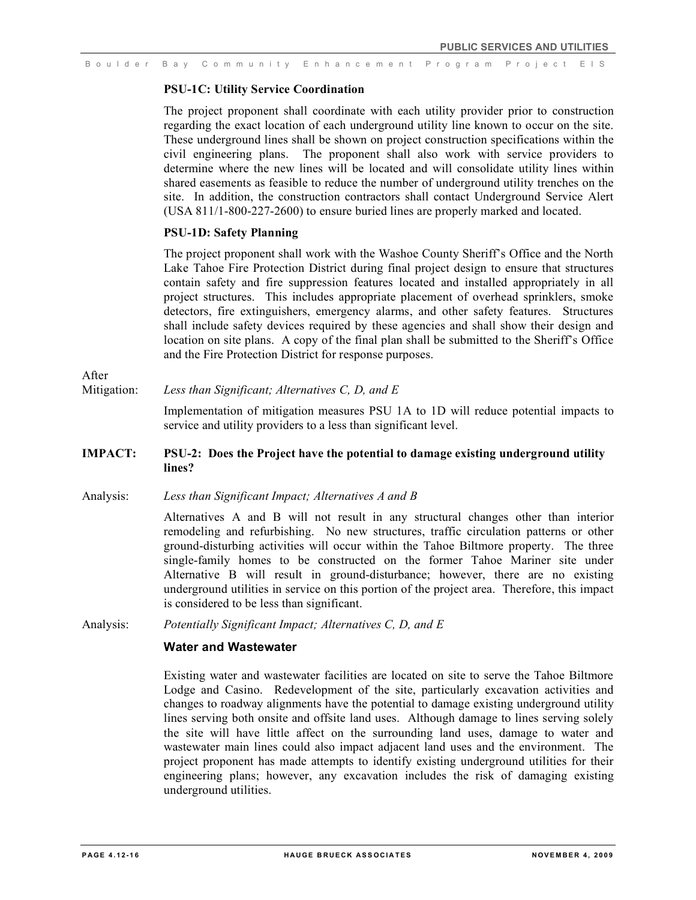**PSU-1C: Utility Service Coordination**

The project proponent shall coordinate with each utility provider prior to construction regarding the exact location of each underground utility line known to occur on the site. These underground lines shall be shown on project construction specifications within the civil engineering plans. The proponent shall also work with service providers to determine where the new lines will be located and will consolidate utility lines within shared easements as feasible to reduce the number of underground utility trenches on the site. In addition, the construction contractors shall contact Underground Service Alert (USA 811/1-800-227-2600) to ensure buried lines are properly marked and located.

**PSU-1D: Safety Planning**

The project proponent shall work with the Washoe County Sheriff's Office and the North Lake Tahoe Fire Protection District during final project design to ensure that structures contain safety and fire suppression features located and installed appropriately in all project structures. This includes appropriate placement of overhead sprinklers, smoke detectors, fire extinguishers, emergency alarms, and other safety features. Structures shall include safety devices required by these agencies and shall show their design and location on site plans. A copy of the final plan shall be submitted to the Sheriff's Office and the Fire Protection District for response purposes.

After Mitigation: *Less than Significant; Alternatives C, D, and E*

Implementation of mitigation measures PSU 1A to 1D will reduce potential impacts to service and utility providers to a less than significant level.

**IMPACT: PSU-2: Does the Project have the potential to damage existing underground utility lines?**

Analysis: *Less than Significant Impact; Alternatives A and B*

Alternatives A and B will not result in any structural changes other than interior remodeling and refurbishing. No new structures, traffic circulation patterns or other ground-disturbing activities will occur within the Tahoe Biltmore property. The three single-family homes to be constructed on the former Tahoe Mariner site under Alternative B will result in ground-disturbance; however, there are no existing underground utilities in service on this portion of the project area. Therefore, this impact is considered to be less than significant.

Analysis: *Potentially Significant Impact; Alternatives C, D, and E*

### Water and Wastewater

Existing water and wastewater facilities are located on site to serve the Tahoe Biltmore Lodge and Casino. Redevelopment of the site, particularly excavation activities and changes to roadway alignments have the potential to damage existing underground utility lines serving both onsite and offsite land uses. Although damage to lines serving solely the site will have little affect on the surrounding land uses, damage to water and wastewater main lines could also impact adjacent land uses and the environment. The project proponent has made attempts to identify existing underground utilities for their engineering plans; however, any excavation includes the risk of damaging existing underground utilities.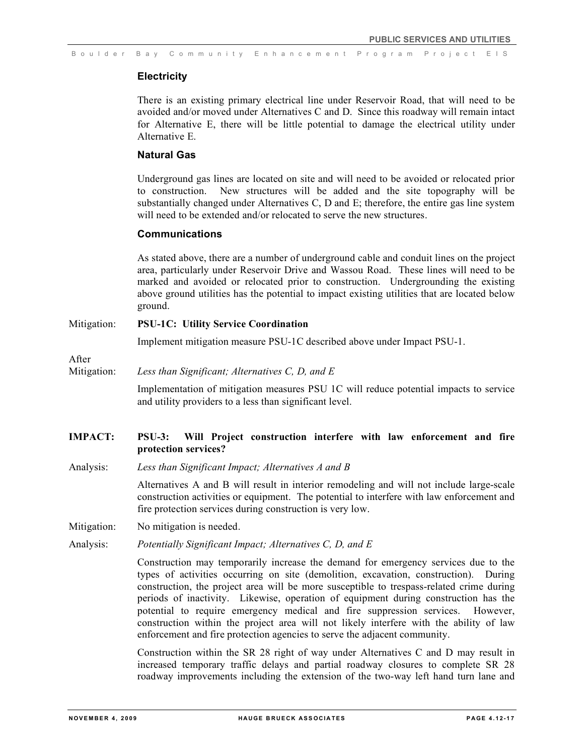### Electricity

There is an existing primary electrical line under Reservoir Road, that will need to be avoided and/or moved under Alternatives C and D. Since this roadway will remain intact for Alternative E, there will be little potential to damage the electrical utility under Alternative E.

### Natural Gas

Underground gas lines are located on site and will need to be avoided or relocated prior to construction. New structures will be added and the site topography will be substantially changed under Alternatives C, D and E; therefore, the entire gas line system will need to be extended and/or relocated to serve the new structures.

### Communications

As stated above, there are a number of underground cable and conduit lines on the project area, particularly under Reservoir Drive and Wassou Road. These lines will need to be marked and avoided or relocated prior to construction. Undergrounding the existing above ground utilities has the potential to impact existing utilities that are located below ground.

Mitigation: **PSU-1C: Utility Service Coordination**

Implement mitigation measure PSU-1C described above under Impact PSU-1.

After Mitigation: *Less than Significant; Alternatives C, D, and E*

Implementation of mitigation measures PSU 1C will reduce potential impacts to service and utility providers to a less than significant level.

**IMPACT: PSU-3: Will Project construction interfere with law enforcement and fire protection services?**

Analysis: *Less than Significant Impact; Alternatives A and B*

Alternatives A and B will result in interior remodeling and will not include large-scale construction activities or equipment. The potential to interfere with law enforcement and fire protection services during construction is very low.

Mitigation: No mitigation is needed.

Analysis: *Potentially Significant Impact; Alternatives C, D, and E*

Construction may temporarily increase the demand for emergency services due to the types of activities occurring on site (demolition, excavation, construction). During construction, the project area will be more susceptible to trespass-related crime during periods of inactivity. Likewise, operation of equipment during construction has the potential to require emergency medical and fire suppression services. However, construction within the project area will not likely interfere with the ability of law enforcement and fire protection agencies to serve the adjacent community.

Construction within the SR 28 right of way under Alternatives C and D may result in increased temporary traffic delays and partial roadway closures to complete SR 28 roadway improvements including the extension of the two-way left hand turn lane and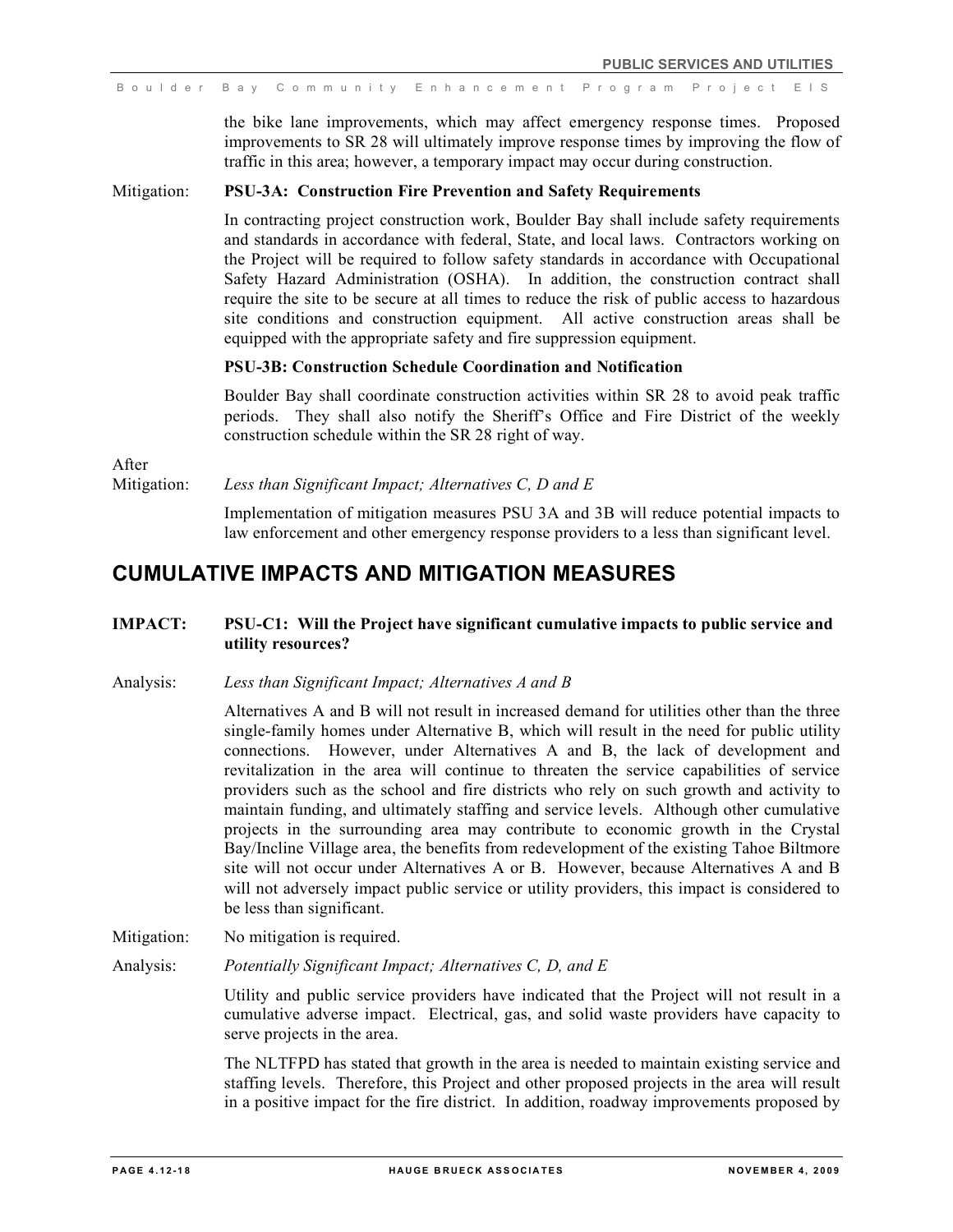the bike lane improvements, which may affect emergency response times. Proposed improvements to SR 28 will ultimately improve response times by improving the flow of traffic in this area; however, a temporary impact may occur during construction.

Mitigation: **PSU-3A: Construction Fire Prevention and Safety Requirements**

In contracting project construction work, Boulder Bay shall include safety requirements and standards in accordance with federal, State, and local laws. Contractors working on the Project will be required to follow safety standards in accordance with Occupational Safety Hazard Administration (OSHA). In addition, the construction contract shall require the site to be secure at all times to reduce the risk of public access to hazardous site conditions and construction equipment. All active construction areas shall be equipped with the appropriate safety and fire suppression equipment.

**PSU-3B: Construction Schedule Coordination and Notification**

Boulder Bay shall coordinate construction activities within SR 28 to avoid peak traffic periods. They shall also notify the Sheriff's Office and Fire District of the weekly construction schedule within the SR 28 right of way.

After Mitigation: *Less than Significant Impact; Alternatives C, D and E*

Implementation of mitigation measures PSU 3A and 3B will reduce potential impacts to law enforcement and other emergency response providers to a less than significant level.

## CUMULATIVE IMPACTS AND MITIGATION MEASURES

**IMPACT: PSU-C1: Will the Project have significant cumulative impacts to public service and utility resources?**

Analysis: *Less than Significant Impact; Alternatives A and B*

Alternatives A and B will not result in increased demand for utilities other than the three single-family homes under Alternative B, which will result in the need for public utility connections. However, under Alternatives A and B, the lack of development and revitalization in the area will continue to threaten the service capabilities of service providers such as the school and fire districts who rely on such growth and activity to maintain funding, and ultimately staffing and service levels. Although other cumulative projects in the surrounding area may contribute to economic growth in the Crystal Bay/Incline Village area, the benefits from redevelopment of the existing Tahoe Biltmore site will not occur under Alternatives A or B. However, because Alternatives A and B will not adversely impact public service or utility providers, this impact is considered to be less than significant.

Mitigation: No mitigation is required.

Analysis: *Potentially Significant Impact; Alternatives C, D, and E*

Utility and public service providers have indicated that the Project will not result in a cumulative adverse impact. Electrical, gas, and solid waste providers have capacity to serve projects in the area.

The NLTFPD has stated that growth in the area is needed to maintain existing service and staffing levels. Therefore, this Project and other proposed projects in the area will result in a positive impact for the fire district. In addition, roadway improvements proposed by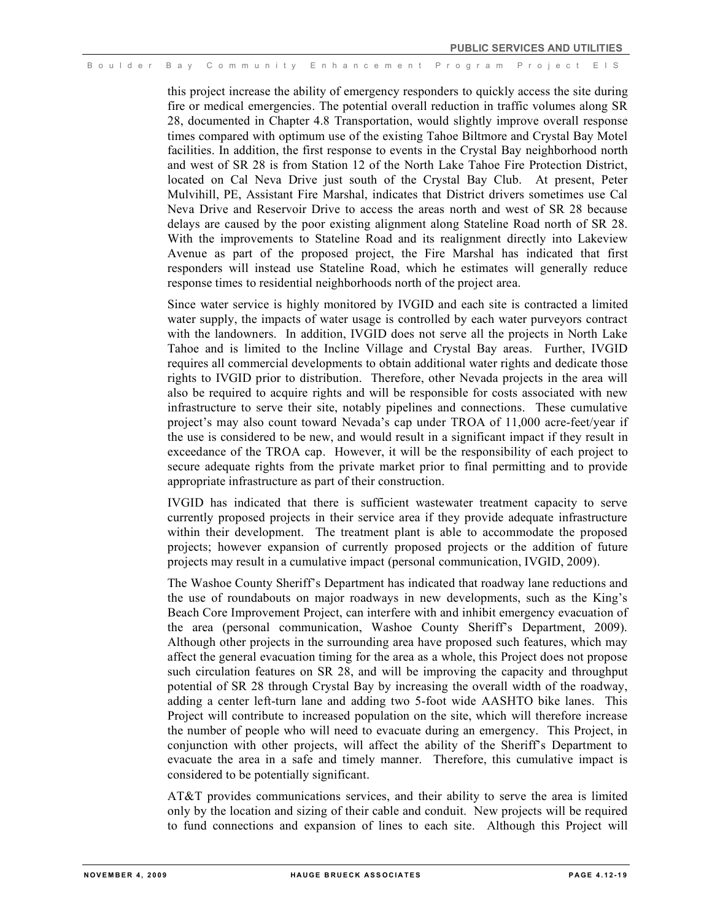this project increase the ability of emergency responders to quickly access the site during fire or medical emergencies. The potential overall reduction in traffic volumes along SR 28, documented in Chapter 4.8 Transportation, would slightly improve overall response times compared with optimum use of the existing Tahoe Biltmore and Crystal Bay Motel facilities. In addition, the first response to events in the Crystal Bay neighborhood north and west of SR 28 is from Station 12 of the North Lake Tahoe Fire Protection District, located on Cal Neva Drive just south of the Crystal Bay Club. At present, Peter Mulvihill, PE, Assistant Fire Marshal, indicates that District drivers sometimes use Cal Neva Drive and Reservoir Drive to access the areas north and west of SR 28 because delays are caused by the poor existing alignment along Stateline Road north of SR 28. With the improvements to Stateline Road and its realignment directly into Lakeview Avenue as part of the proposed project, the Fire Marshal has indicated that first responders will instead use Stateline Road, which he estimates will generally reduce response times to residential neighborhoods north of the project area.

Since water service is highly monitored by IVGID and each site is contracted a limited water supply, the impacts of water usage is controlled by each water purveyors contract with the landowners. In addition, IVGID does not serve all the projects in North Lake Tahoe and is limited to the Incline Village and Crystal Bay areas. Further, IVGID requires all commercial developments to obtain additional water rights and dedicate those rights to IVGID prior to distribution. Therefore, other Nevada projects in the area will also be required to acquire rights and will be responsible for costs associated with new infrastructure to serve their site, notably pipelines and connections. These cumulative project's may also count toward Nevada's cap under TROA of 11,000 acre-feet/year if the use is considered to be new, and would result in a significant impact if they result in exceedance of the TROA cap. However, it will be the responsibility of each project to secure adequate rights from the private market prior to final permitting and to provide appropriate infrastructure as part of their construction.

IVGID has indicated that there is sufficient wastewater treatment capacity to serve currently proposed projects in their service area if they provide adequate infrastructure within their development. The treatment plant is able to accommodate the proposed projects; however expansion of currently proposed projects or the addition of future projects may result in a cumulative impact (personal communication, IVGID, 2009).

The Washoe County Sheriff's Department has indicated that roadway lane reductions and the use of roundabouts on major roadways in new developments, such as the King's Beach Core Improvement Project, can interfere with and inhibit emergency evacuation of the area (personal communication, Washoe County Sheriff's Department, 2009). Although other projects in the surrounding area have proposed such features, which may affect the general evacuation timing for the area as a whole, this Project does not propose such circulation features on SR 28, and will be improving the capacity and throughput potential of SR 28 through Crystal Bay by increasing the overall width of the roadway, adding a center left-turn lane and adding two 5-foot wide AASHTO bike lanes. This Project will contribute to increased population on the site, which will therefore increase the number of people who will need to evacuate during an emergency. This Project, in conjunction with other projects, will affect the ability of the Sheriff's Department to evacuate the area in a safe and timely manner. Therefore, this cumulative impact is considered to be potentially significant.

AT&T provides communications services, and their ability to serve the area is limited only by the location and sizing of their cable and conduit. New projects will be required to fund connections and expansion of lines to each site. Although this Project will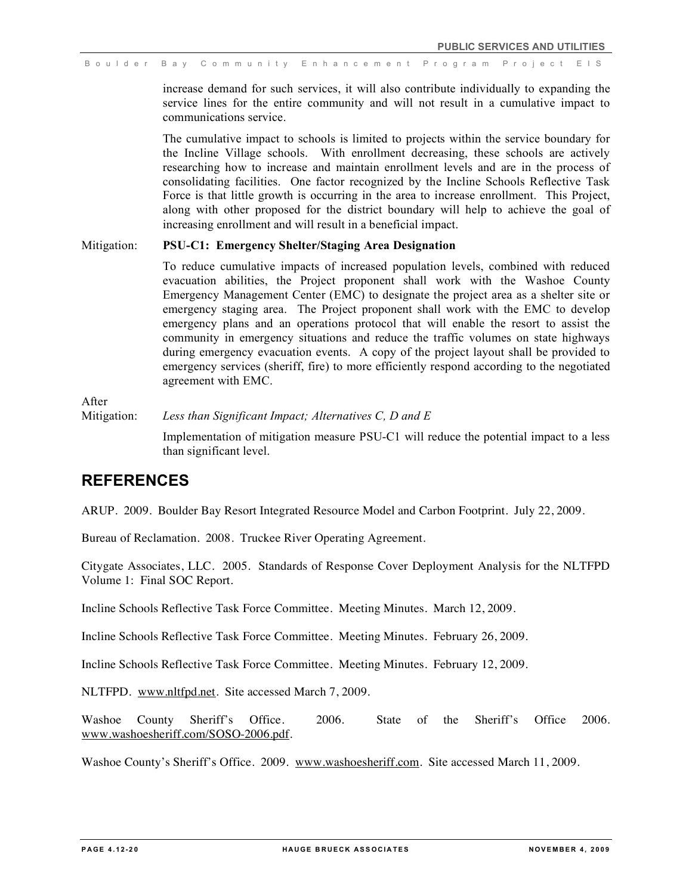increase demand for such services, it will also contribute individually to expanding the service lines for the entire community and will not result in a cumulative impact to communications service.

The cumulative impact to schools is limited to projects within the service boundary for the Incline Village schools. With enrollment decreasing, these schools are actively researching how to increase and maintain enrollment levels and are in the process of consolidating facilities. One factor recognized by the Incline Schools Reflective Task Force is that little growth is occurring in the area to increase enrollment. This Project, along with other proposed for the district boundary will help to achieve the goal of increasing enrollment and will result in a beneficial impact.

Mitigation: **PSU-C1: Emergency Shelter/Staging Area Designation**

To reduce cumulative impacts of increased population levels, combined with reduced evacuation abilities, the Project proponent shall work with the Washoe County Emergency Management Center (EMC) to designate the project area as a shelter site or emergency staging area. The Project proponent shall work with the EMC to develop emergency plans and an operations protocol that will enable the resort to assist the community in emergency situations and reduce the traffic volumes on state highways during emergency evacuation events. A copy of the project layout shall be provided to emergency services (sheriff, fire) to more efficiently respond according to the negotiated agreement with EMC.

After Mitigation: *Less than Significant Impact; Alternatives C, D and E*

Implementation of mitigation measure PSU-C1 will reduce the potential impact to a less than significant level.

## REFERENCES

ARUP. 2009. Boulder Bay Resort Integrated Resource Model and Carbon Footprint. July 22, 2009.

Bureau of Reclamation. 2008. Truckee River Operating Agreement.

Citygate Associates, LLC. 2005. Standards of Response Cover Deployment Analysis for the NLTFPD Volume 1: Final SOC Report.

Incline Schools Reflective Task Force Committee. Meeting Minutes. March 12, 2009.

Incline Schools Reflective Task Force Committee. Meeting Minutes. February 26, 2009.

Incline Schools Reflective Task Force Committee. Meeting Minutes. February 12, 2009.

NLTFPD. www.nltfpd.net. Site accessed March 7, 2009.

Washoe County Sheriff's Office. 2006. State of the Sheriff's Office 2006. www.washoesheriff.com/SOSO-2006.pdf.

Washoe County's Sheriff's Office. 2009. www.washoesheriff.com. Site accessed March 11, 2009.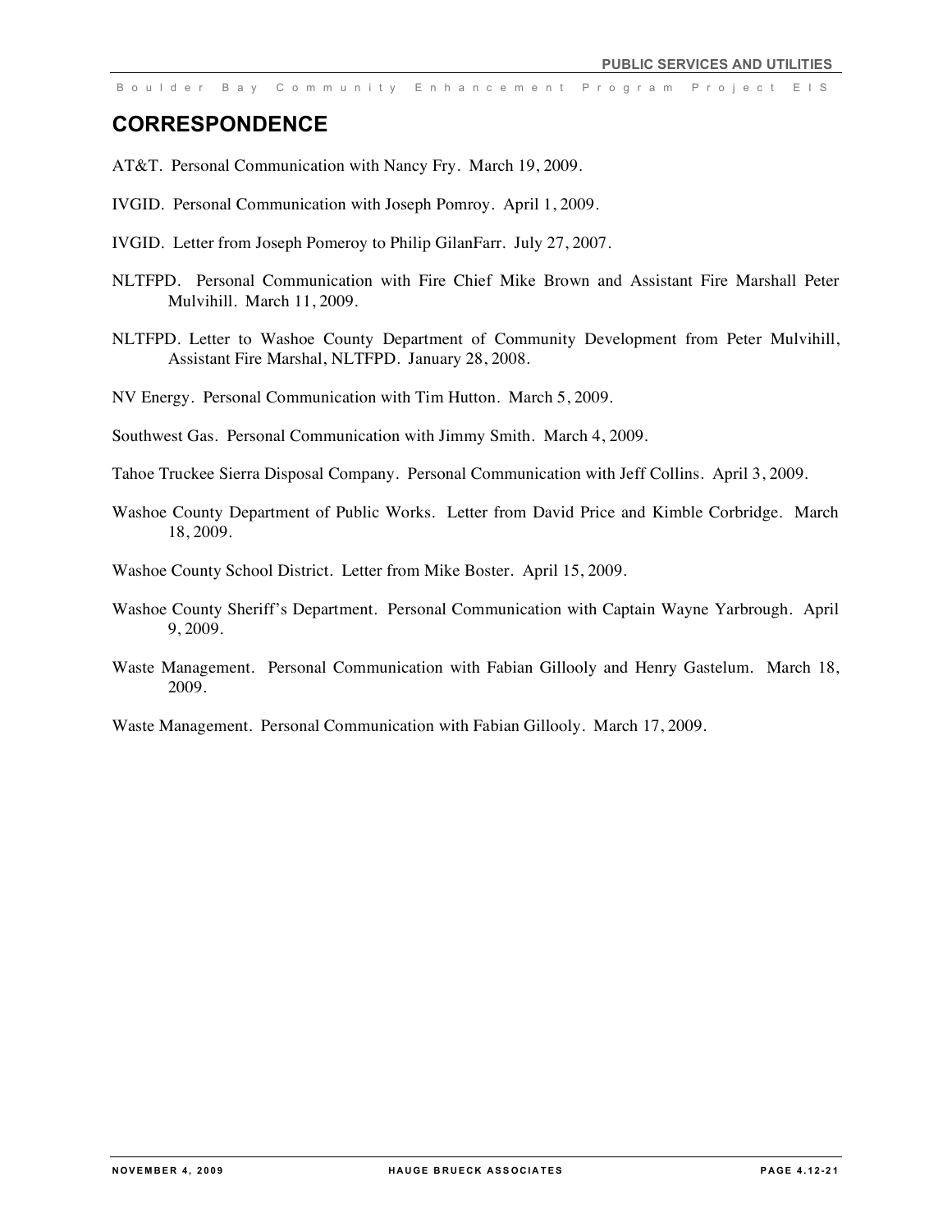## CORRESPONDENCE

AT&T. Personal Communication with Nancy Fry. March 19, 2009.

IVGID. Personal Communication with Joseph Pomroy. April 1, 2009.

IVGID. Letter from Joseph Pomeroy to Philip GilanFarr. July 27, 2007.

NLTFPD. Personal Communication with Fire Chief Mike Brown and Assistant Fire Marshall Peter Mulvihill. March 11, 2009.

NLTFPD. Letter to Washoe County Department of Community Development from Peter Mulvihill, Assistant Fire Marshal, NLTFPD. January 28, 2008.

NV Energy. Personal Communication with Tim Hutton. March 5, 2009.

Southwest Gas. Personal Communication with Jimmy Smith. March 4, 2009.

Tahoe Truckee Sierra Disposal Company. Personal Communication with Jeff Collins. April 3, 2009.

Washoe County Department of Public Works. Letter from David Price and Kimble Corbridge. March 18, 2009.

Washoe County School District. Letter from Mike Boster. April 15, 2009.

Washoe County Sheriff's Department. Personal Communication with Captain Wayne Yarbrough. April 9, 2009.

Waste Management. Personal Communication with Fabian Gillooly and Henry Gastelum. March 18, 2009.

Waste Management. Personal Communication with Fabian Gillooly. March 17, 2009.